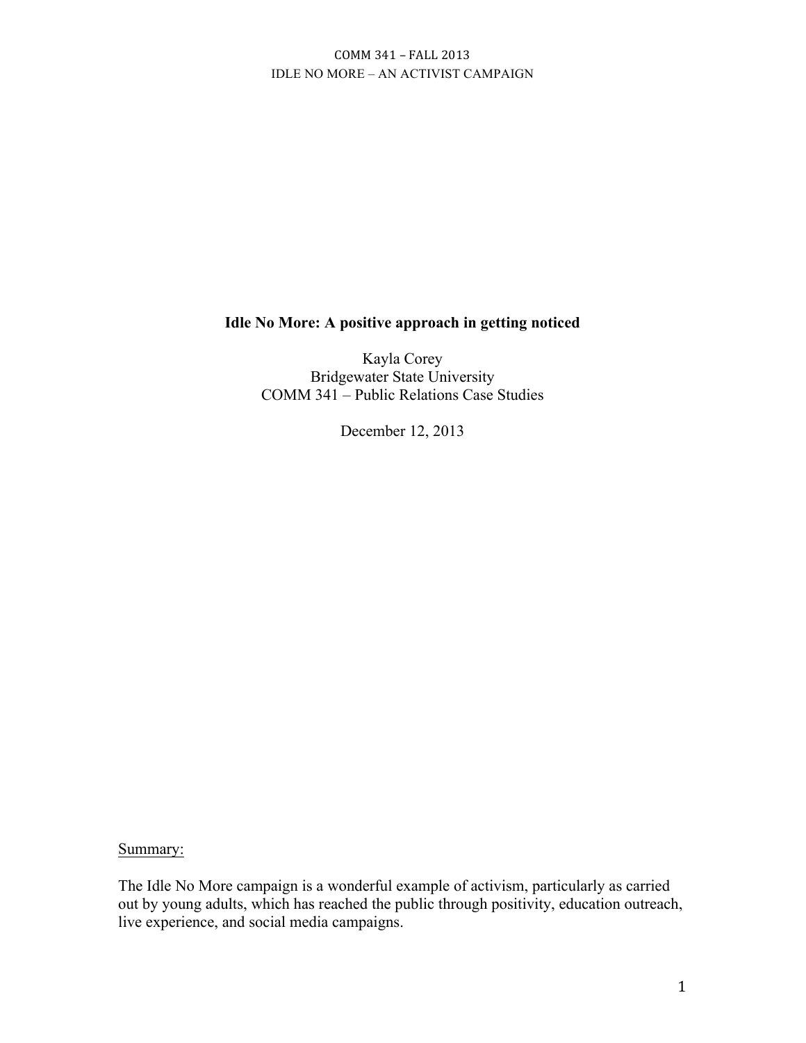# Idle No More: A positive approach in getting noticed

Kayla Corey
Bridgewater State University
COMM 341 – Public Relations Case Studies

December 12, 2013

Summary:

The Idle No More campaign is a wonderful example of activism, particularly as carried out by young adults, which has reached the public through positivity, education outreach, live experience, and social media campaigns.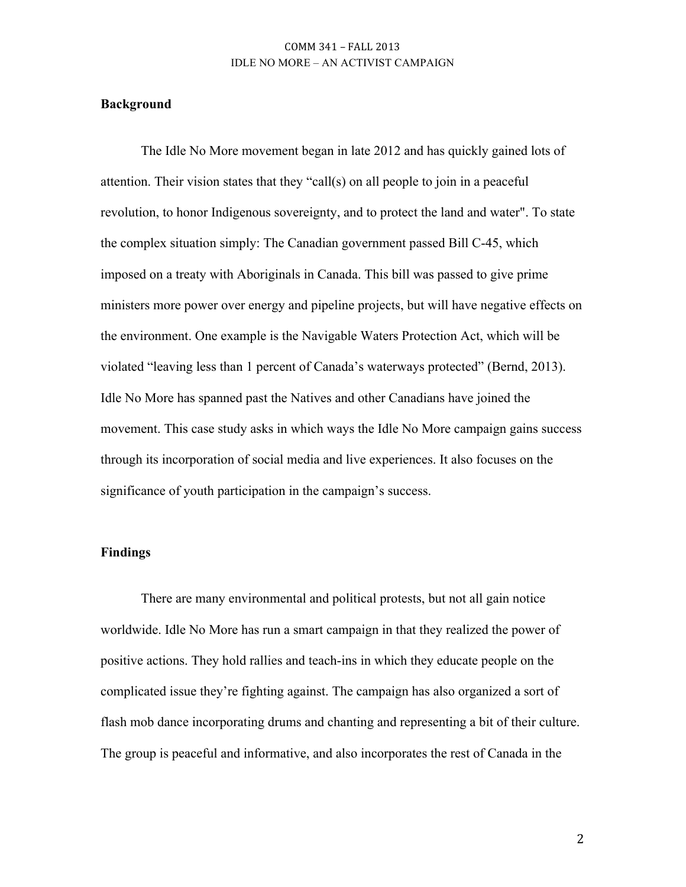## Background

The Idle No More movement began in late 2012 and has quickly gained lots of attention. Their vision states that they "call(s) on all people to join in a peaceful revolution, to honor Indigenous sovereignty, and to protect the land and water". To state the complex situation simply: The Canadian government passed Bill C-45, which imposed on a treaty with Aboriginals in Canada. This bill was passed to give prime ministers more power over energy and pipeline projects, but will have negative effects on the environment. One example is the Navigable Waters Protection Act, which will be violated "leaving less than 1 percent of Canada's waterways protected" (Bernd, 2013). Idle No More has spanned past the Natives and other Canadians have joined the movement. This case study asks in which ways the Idle No More campaign gains success through its incorporation of social media and live experiences. It also focuses on the significance of youth participation in the campaign's success.

## Findings

There are many environmental and political protests, but not all gain notice worldwide. Idle No More has run a smart campaign in that they realized the power of positive actions. They hold rallies and teach-ins in which they educate people on the complicated issue they're fighting against. The campaign has also organized a sort of flash mob dance incorporating drums and chanting and representing a bit of their culture. The group is peaceful and informative, and also incorporates the rest of Canada in the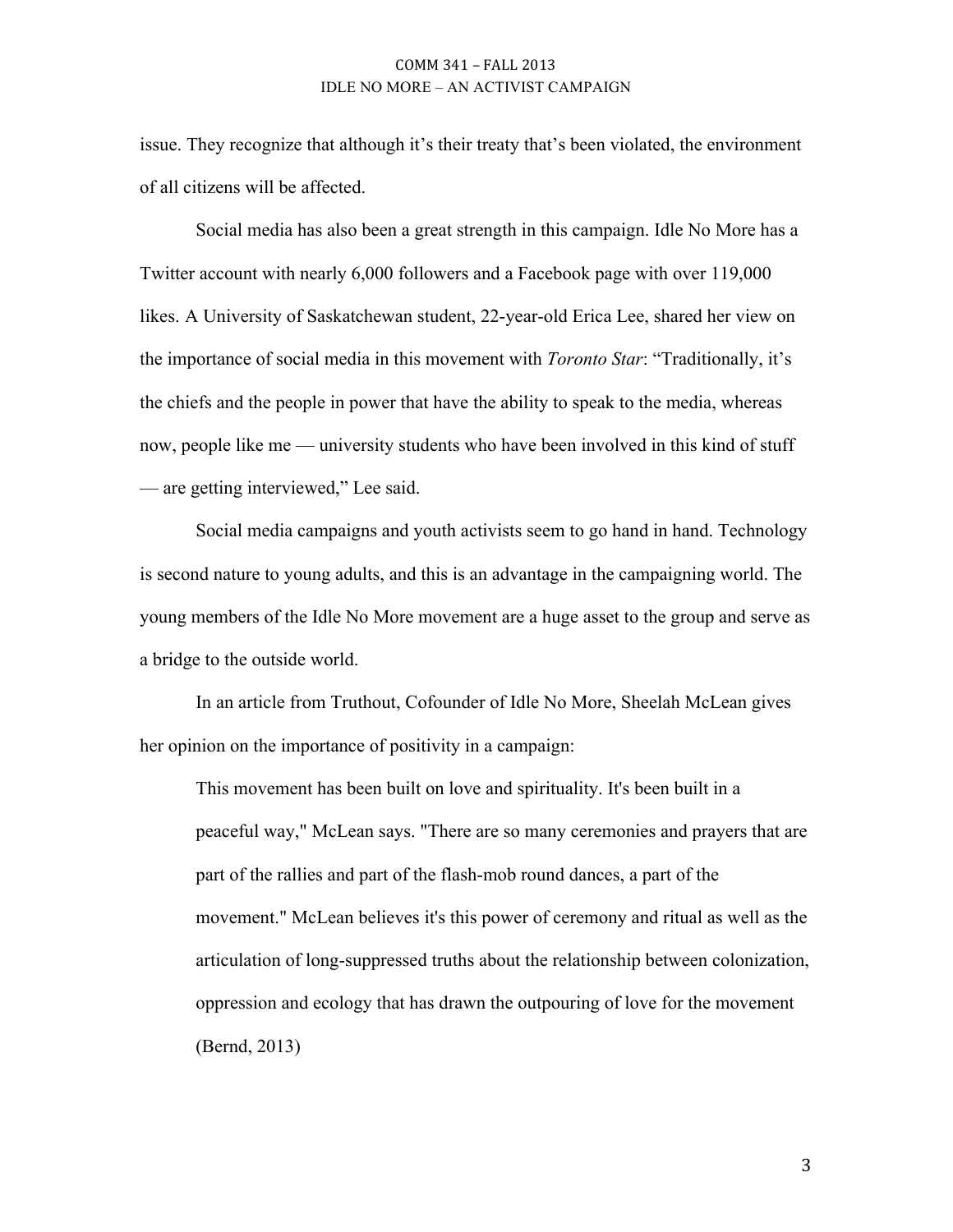issue. They recognize that although it's their treaty that's been violated, the environment of all citizens will be affected.

Social media has also been a great strength in this campaign. Idle No More has a Twitter account with nearly 6,000 followers and a Facebook page with over 119,000 likes. A University of Saskatchewan student, 22-year-old Erica Lee, shared her view on the importance of social media in this movement with *Toronto Star*: "Traditionally, it's the chiefs and the people in power that have the ability to speak to the media, whereas now, people like me — university students who have been involved in this kind of stuff — are getting interviewed," Lee said.

Social media campaigns and youth activists seem to go hand in hand. Technology is second nature to young adults, and this is an advantage in the campaigning world. The young members of the Idle No More movement are a huge asset to the group and serve as a bridge to the outside world.

In an article from Truthout, Cofounder of Idle No More, Sheelah McLean gives her opinion on the importance of positivity in a campaign:

> This movement has been built on love and spirituality. It's been built in a peaceful way," McLean says. "There are so many ceremonies and prayers that are part of the rallies and part of the flash-mob round dances, a part of the movement." McLean believes it's this power of ceremony and ritual as well as the articulation of long-suppressed truths about the relationship between colonization, oppression and ecology that has drawn the outpouring of love for the movement (Bernd, 2013)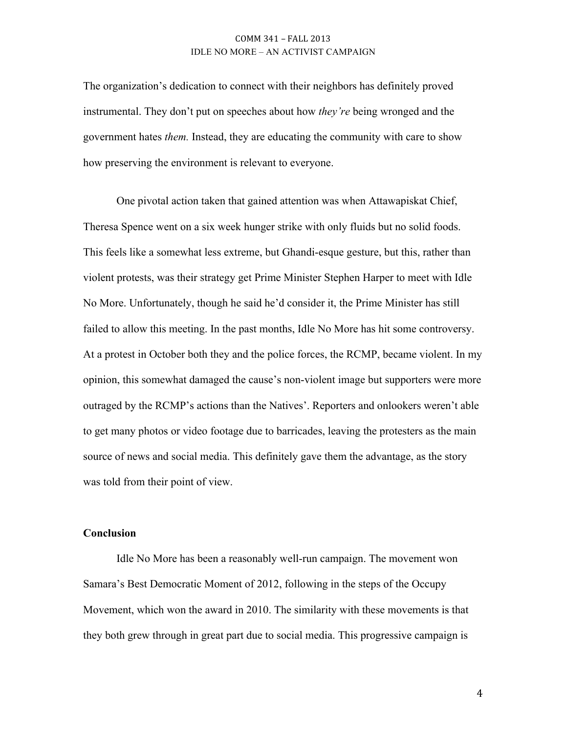The organization's dedication to connect with their neighbors has definitely proved instrumental. They don't put on speeches about how *they're* being wronged and the government hates *them.* Instead, they are educating the community with care to show how preserving the environment is relevant to everyone.

One pivotal action taken that gained attention was when Attawapiskat Chief, Theresa Spence went on a six week hunger strike with only fluids but no solid foods. This feels like a somewhat less extreme, but Ghandi-esque gesture, but this, rather than violent protests, was their strategy get Prime Minister Stephen Harper to meet with Idle No More. Unfortunately, though he said he'd consider it, the Prime Minister has still failed to allow this meeting. In the past months, Idle No More has hit some controversy. At a protest in October both they and the police forces, the RCMP, became violent. In my opinion, this somewhat damaged the cause's non-violent image but supporters were more outraged by the RCMP's actions than the Natives'. Reporters and onlookers weren't able to get many photos or video footage due to barricades, leaving the protesters as the main source of news and social media. This definitely gave them the advantage, as the story was told from their point of view.

**Conclusion**

Idle No More has been a reasonably well-run campaign. The movement won Samara's Best Democratic Moment of 2012, following in the steps of the Occupy Movement, which won the award in 2010. The similarity with these movements is that they both grew through in great part due to social media. This progressive campaign is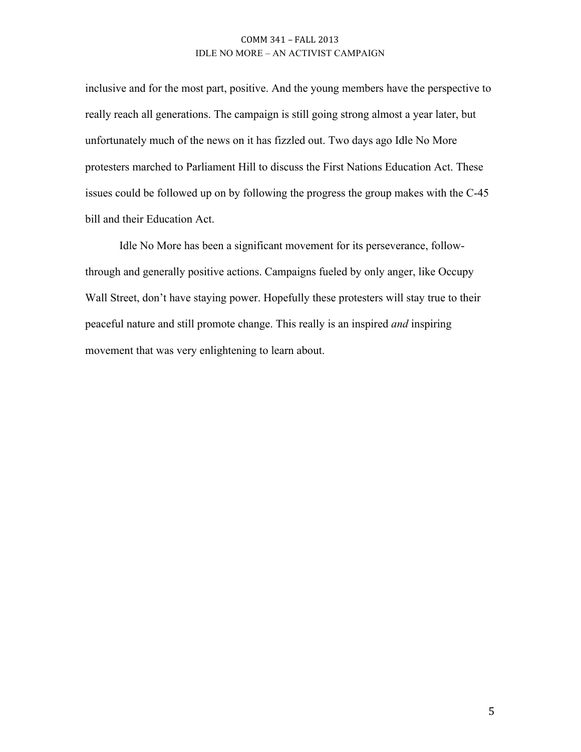inclusive and for the most part, positive. And the young members have the perspective to really reach all generations. The campaign is still going strong almost a year later, but unfortunately much of the news on it has fizzled out. Two days ago Idle No More protesters marched to Parliament Hill to discuss the First Nations Education Act. These issues could be followed up on by following the progress the group makes with the C-45 bill and their Education Act.

Idle No More has been a significant movement for its perseverance, follow-through and generally positive actions. Campaigns fueled by only anger, like Occupy Wall Street, don't have staying power. Hopefully these protesters will stay true to their peaceful nature and still promote change. This really is an inspired *and* inspiring movement that was very enlightening to learn about.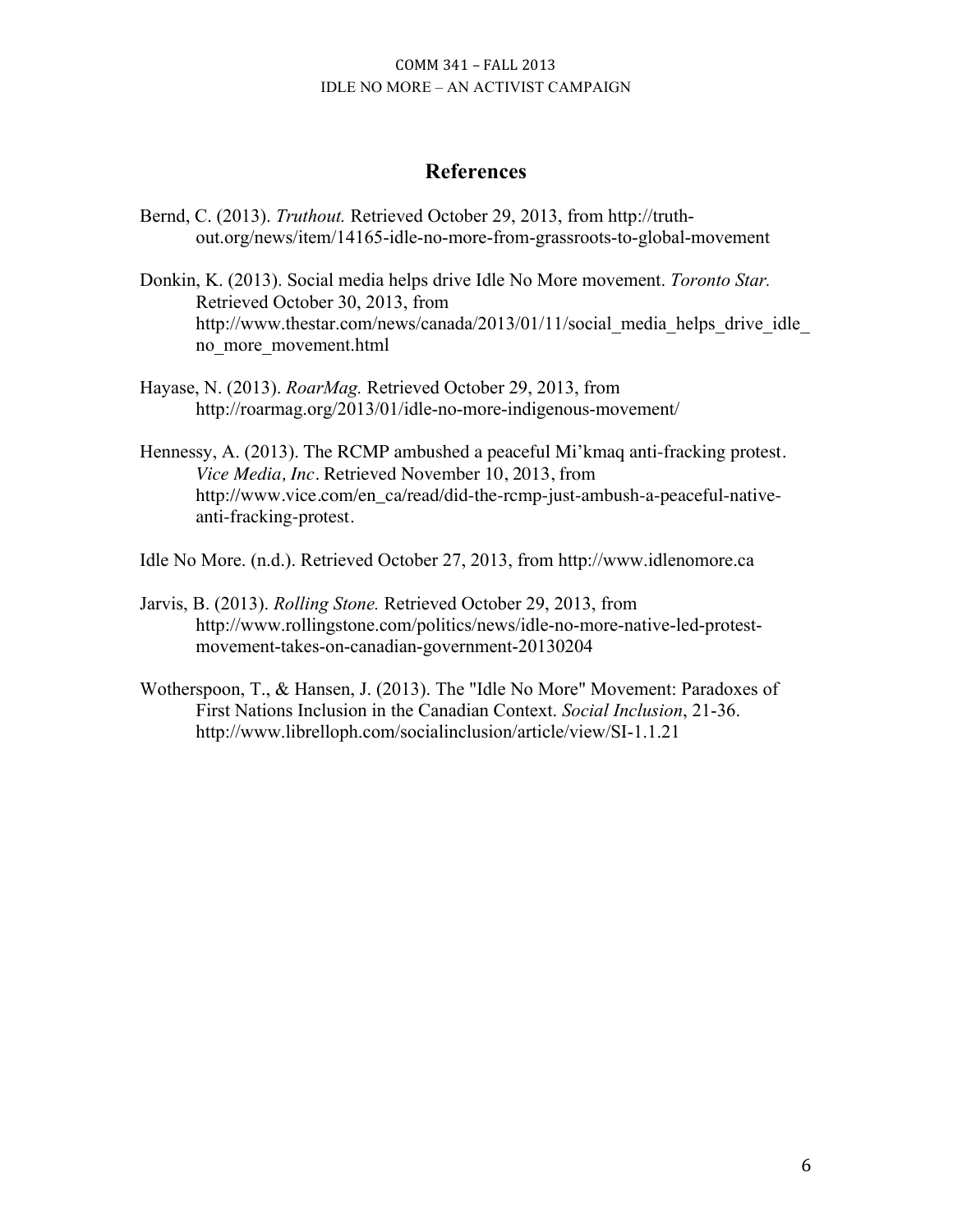# References

Bernd, C. (2013). *Truthout.* Retrieved October 29, 2013, from http://truth-out.org/news/item/14165-idle-no-more-from-grassroots-to-global-movement

Donkin, K. (2013). Social media helps drive Idle No More movement. *Toronto Star.* Retrieved October 30, 2013, from http://www.thestar.com/news/canada/2013/01/11/social_media_helps_drive_idle_no_more_movement.html

Hayase, N. (2013). *RoarMag.* Retrieved October 29, 2013, from http://roarmag.org/2013/01/idle-no-more-indigenous-movement/

Hennessy, A. (2013). The RCMP ambushed a peaceful Mi'kmaq anti-fracking protest. *Vice Media, Inc*. Retrieved November 10, 2013, from http://www.vice.com/en_ca/read/did-the-rcmp-just-ambush-a-peaceful-native-anti-fracking-protest.

Idle No More. (n.d.). Retrieved October 27, 2013, from http://www.idlenomore.ca

Jarvis, B. (2013). *Rolling Stone.* Retrieved October 29, 2013, from http://www.rollingstone.com/politics/news/idle-no-more-native-led-protest-movement-takes-on-canadian-government-20130204

Wotherspoon, T., & Hansen, J. (2013). The "Idle No More" Movement: Paradoxes of First Nations Inclusion in the Canadian Context. *Social Inclusion*, 21-36. http://www.librelloph.com/socialinclusion/article/view/SI-1.1.21